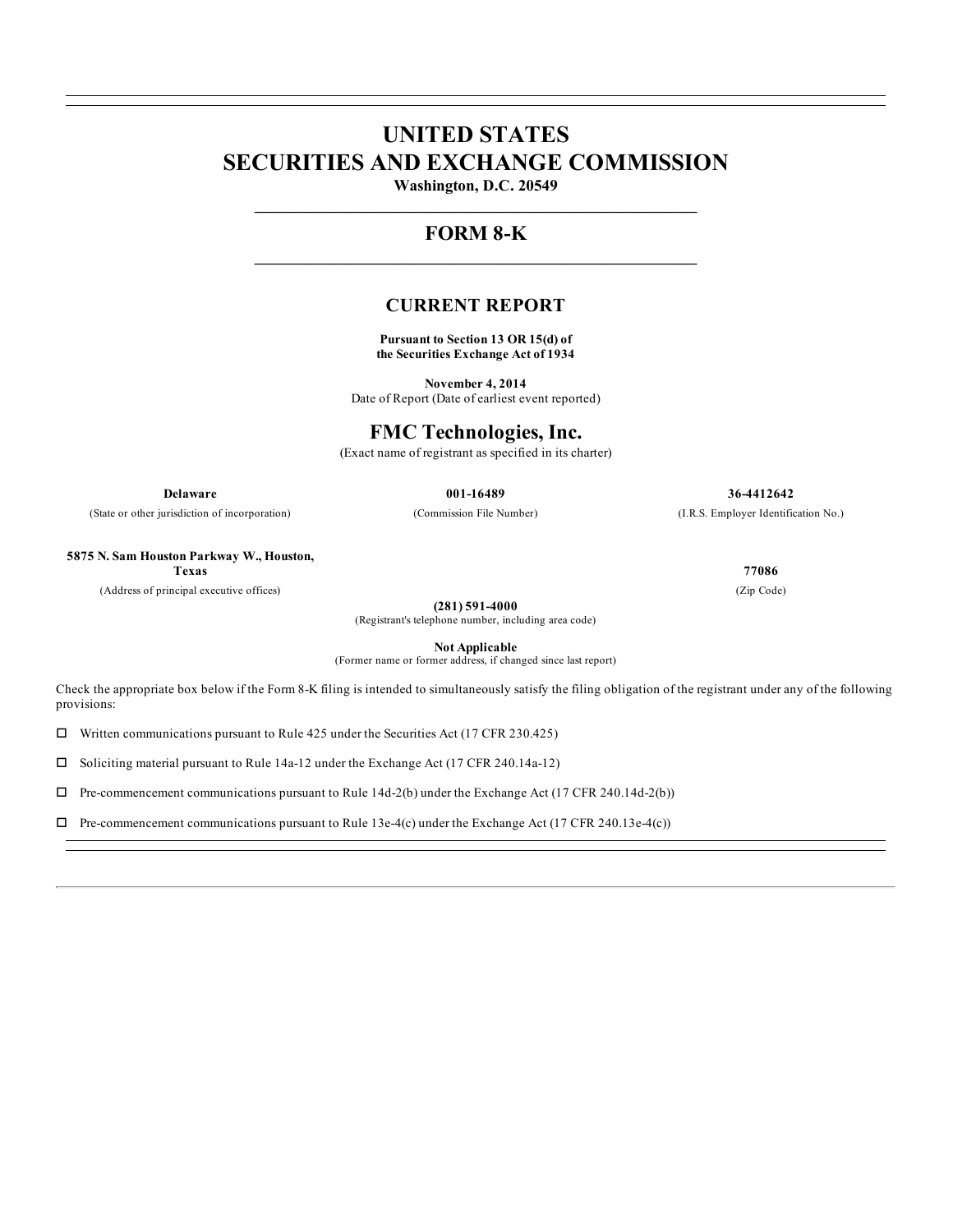# UNITED STATES
# SECURITIES AND EXCHANGE COMMISSION

**Washington, D.C. 20549**

## FORM 8-K

## CURRENT REPORT

**Pursuant to Section 13 OR 15(d) of the Securities Exchange Act of 1934**

**November 4, 2014**
Date of Report (Date of earliest event reported)

## FMC Technologies, Inc.

(Exact name of registrant as specified in its charter)

| **Delaware** | **001-16489** | **36-4412642** |
|---|---|---|
| (State or other jurisdiction of incorporation) | (Commission File Number) | (I.R.S. Employer Identification No.) |

| **5875 N. Sam Houston Parkway W., Houston, Texas** | **77086** |
|---|---|
| (Address of principal executive offices) | (Zip Code) |

**(281) 591-4000**
(Registrant's telephone number, including area code)

**Not Applicable**
(Former name or former address, if changed since last report)

Check the appropriate box below if the Form 8-K filing is intended to simultaneously satisfy the filing obligation of the registrant under any of the following provisions:

☐ Written communications pursuant to Rule 425 under the Securities Act (17 CFR 230.425)

☐ Soliciting material pursuant to Rule 14a-12 under the Exchange Act (17 CFR 240.14a-12)

☐ Pre-commencement communications pursuant to Rule 14d-2(b) under the Exchange Act (17 CFR 240.14d-2(b))

☐ Pre-commencement communications pursuant to Rule 13e-4(c) under the Exchange Act (17 CFR 240.13e-4(c))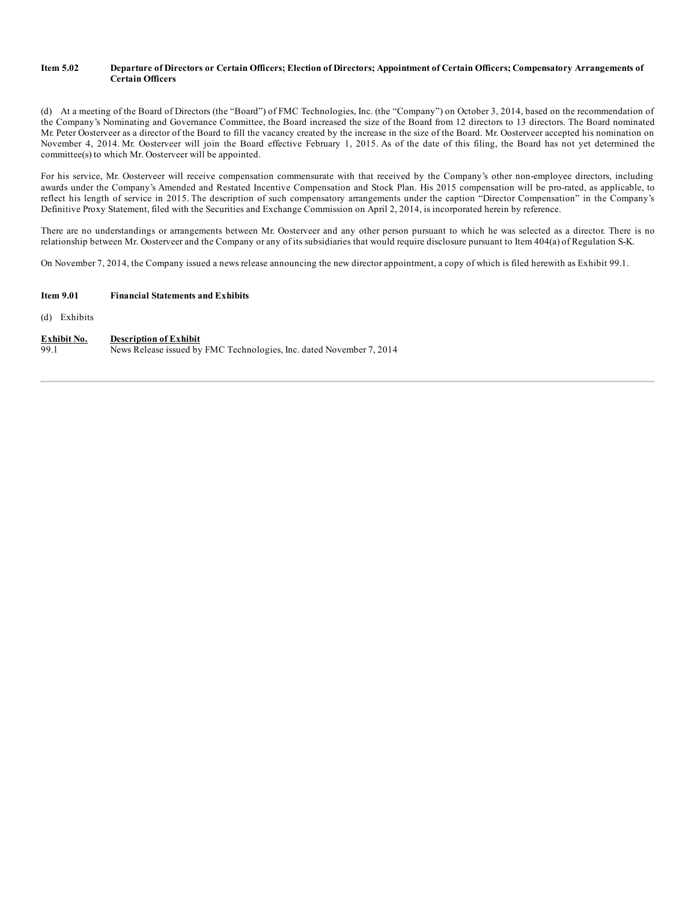**Item 5.02 Departure of Directors or Certain Officers; Election of Directors; Appointment of Certain Officers; Compensatory Arrangements of Certain Officers**

(d) At a meeting of the Board of Directors (the "Board") of FMC Technologies, Inc. (the "Company") on October 3, 2014, based on the recommendation of the Company's Nominating and Governance Committee, the Board increased the size of the Board from 12 directors to 13 directors. The Board nominated Mr. Peter Oosterveer as a director of the Board to fill the vacancy created by the increase in the size of the Board. Mr. Oosterveer accepted his nomination on November 4, 2014. Mr. Oosterveer will join the Board effective February 1, 2015. As of the date of this filing, the Board has not yet determined the committee(s) to which Mr. Oosterveer will be appointed.

For his service, Mr. Oosterveer will receive compensation commensurate with that received by the Company's other non-employee directors, including awards under the Company's Amended and Restated Incentive Compensation and Stock Plan. His 2015 compensation will be pro-rated, as applicable, to reflect his length of service in 2015. The description of such compensatory arrangements under the caption "Director Compensation" in the Company's Definitive Proxy Statement, filed with the Securities and Exchange Commission on April 2, 2014, is incorporated herein by reference.

There are no understandings or arrangements between Mr. Oosterveer and any other person pursuant to which he was selected as a director. There is no relationship between Mr. Oosterveer and the Company or any of its subsidiaries that would require disclosure pursuant to Item 404(a) of Regulation S-K.

On November 7, 2014, the Company issued a news release announcing the new director appointment, a copy of which is filed herewith as Exhibit 99.1.

**Item 9.01 Financial Statements and Exhibits**

(d) Exhibits

| Exhibit No. | Description of Exhibit |
|---|---|
| 99.1 | News Release issued by FMC Technologies, Inc. dated November 7, 2014 |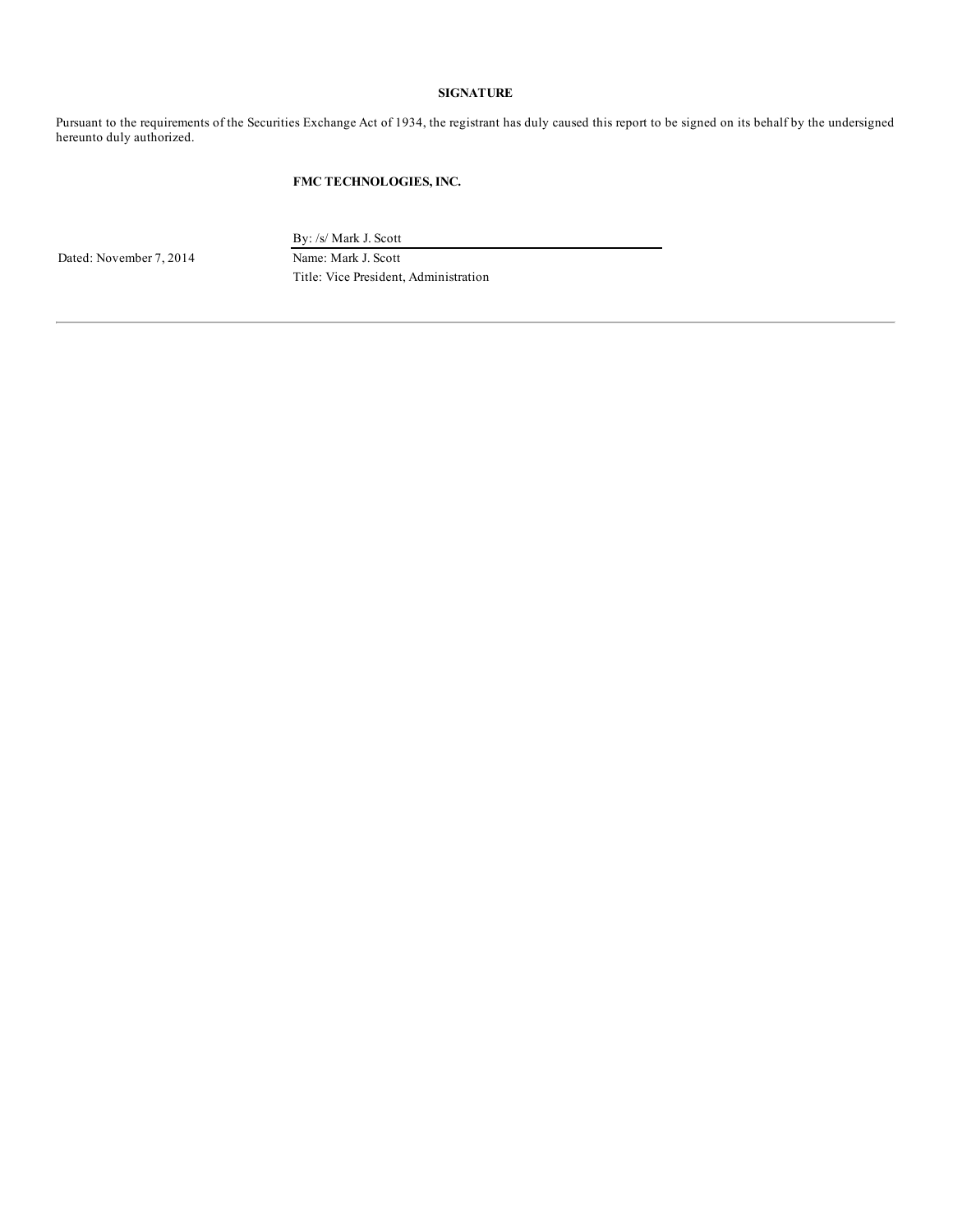**SIGNATURE**

Pursuant to the requirements of the Securities Exchange Act of 1934, the registrant has duly caused this report to be signed on its behalf by the undersigned hereunto duly authorized.

**FMC TECHNOLOGIES, INC.**

| | |
|---|---|
| | By: /s/ Mark J. Scott |
| Dated: November 7, 2014 | Name: Mark J. Scott |
| | Title: Vice President, Administration |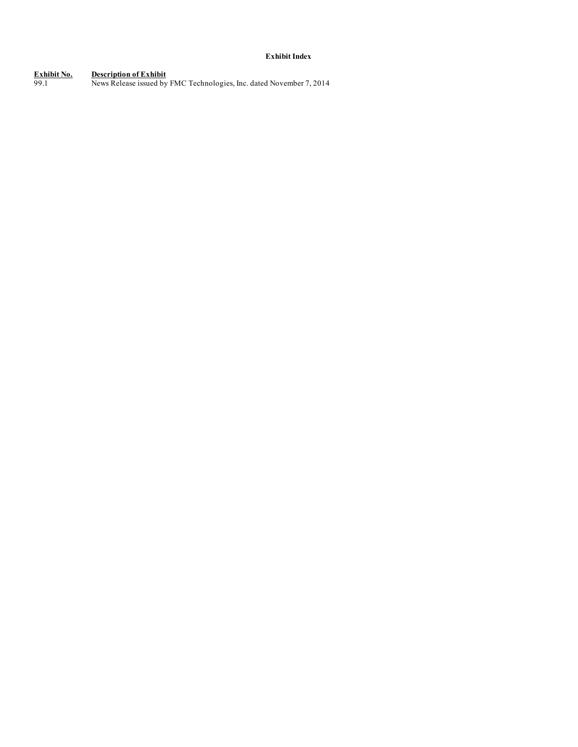**Exhibit Index**

| Exhibit No. | Description of Exhibit |
| --- | --- |
| 99.1 | News Release issued by FMC Technologies, Inc. dated November 7, 2014 |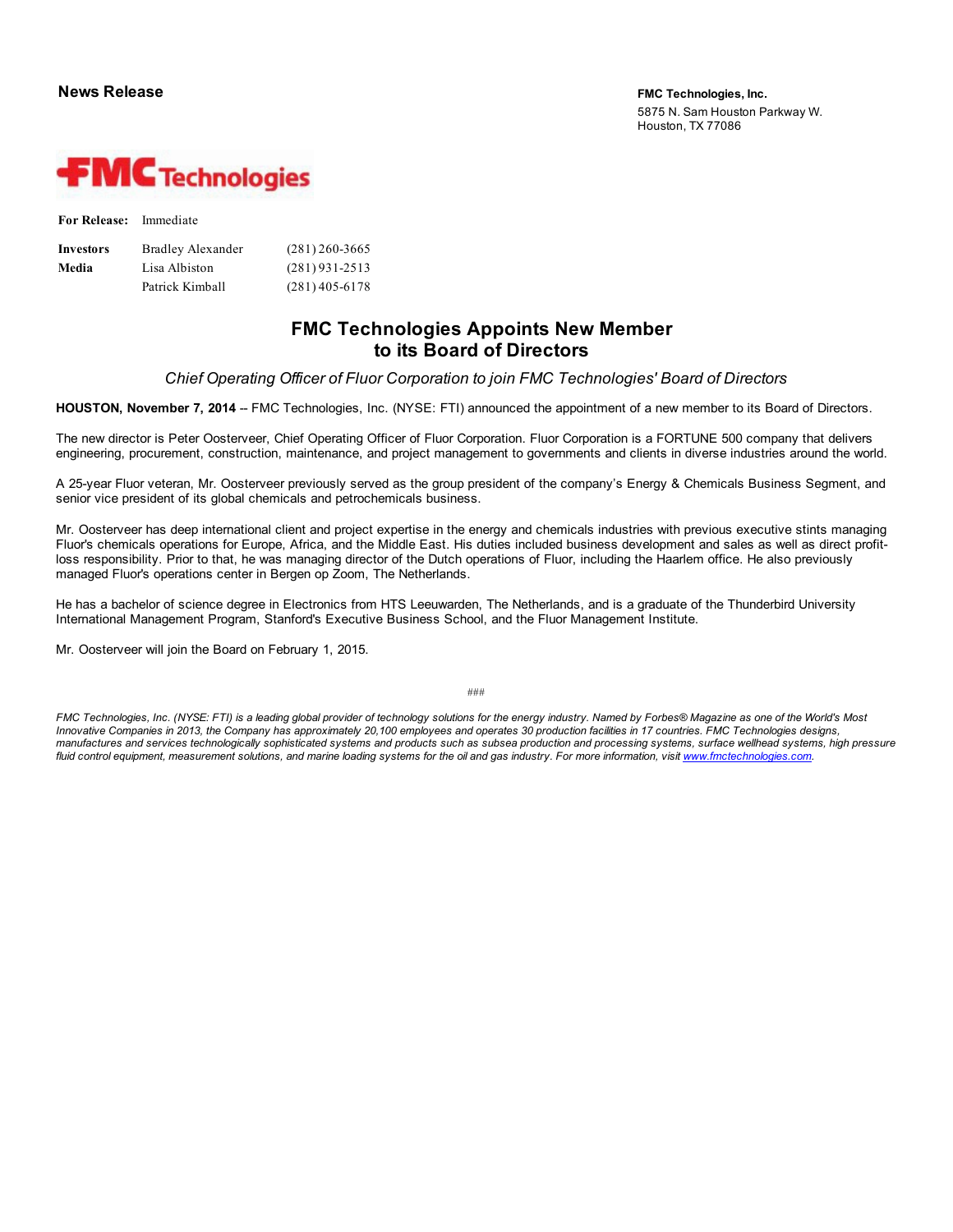**News Release**

**FMC Technologies, Inc.**
5875 N. Sam Houston Parkway W.
Houston, TX 77086

FMC Technologies

**For Release:** Immediate

| | | |
|---|---|---|
| **Investors** | Bradley Alexander | (281) 260-3665 |
| **Media** | Lisa Albiston | (281) 931-2513 |
| | Patrick Kimball | (281) 405-6178 |

# FMC Technologies Appoints New Member to its Board of Directors

*Chief Operating Officer of Fluor Corporation to join FMC Technologies' Board of Directors*

**HOUSTON, November 7, 2014** -- FMC Technologies, Inc. (NYSE: FTI) announced the appointment of a new member to its Board of Directors.

The new director is Peter Oosterveer, Chief Operating Officer of Fluor Corporation. Fluor Corporation is a FORTUNE 500 company that delivers engineering, procurement, construction, maintenance, and project management to governments and clients in diverse industries around the world.

A 25-year Fluor veteran, Mr. Oosterveer previously served as the group president of the company's Energy & Chemicals Business Segment, and senior vice president of its global chemicals and petrochemicals business.

Mr. Oosterveer has deep international client and project expertise in the energy and chemicals industries with previous executive stints managing Fluor's chemicals operations for Europe, Africa, and the Middle East. His duties included business development and sales as well as direct profit-loss responsibility. Prior to that, he was managing director of the Dutch operations of Fluor, including the Haarlem office. He also previously managed Fluor's operations center in Bergen op Zoom, The Netherlands.

He has a bachelor of science degree in Electronics from HTS Leeuwarden, The Netherlands, and is a graduate of the Thunderbird University International Management Program, Stanford's Executive Business School, and the Fluor Management Institute.

Mr. Oosterveer will join the Board on February 1, 2015.

###

*FMC Technologies, Inc. (NYSE: FTI) is a leading global provider of technology solutions for the energy industry. Named by Forbes® Magazine as one of the World's Most Innovative Companies in 2013, the Company has approximately 20,100 employees and operates 30 production facilities in 17 countries. FMC Technologies designs, manufactures and services technologically sophisticated systems and products such as subsea production and processing systems, surface wellhead systems, high pressure fluid control equipment, measurement solutions, and marine loading systems for the oil and gas industry. For more information, visit www.fmctechnologies.com.*